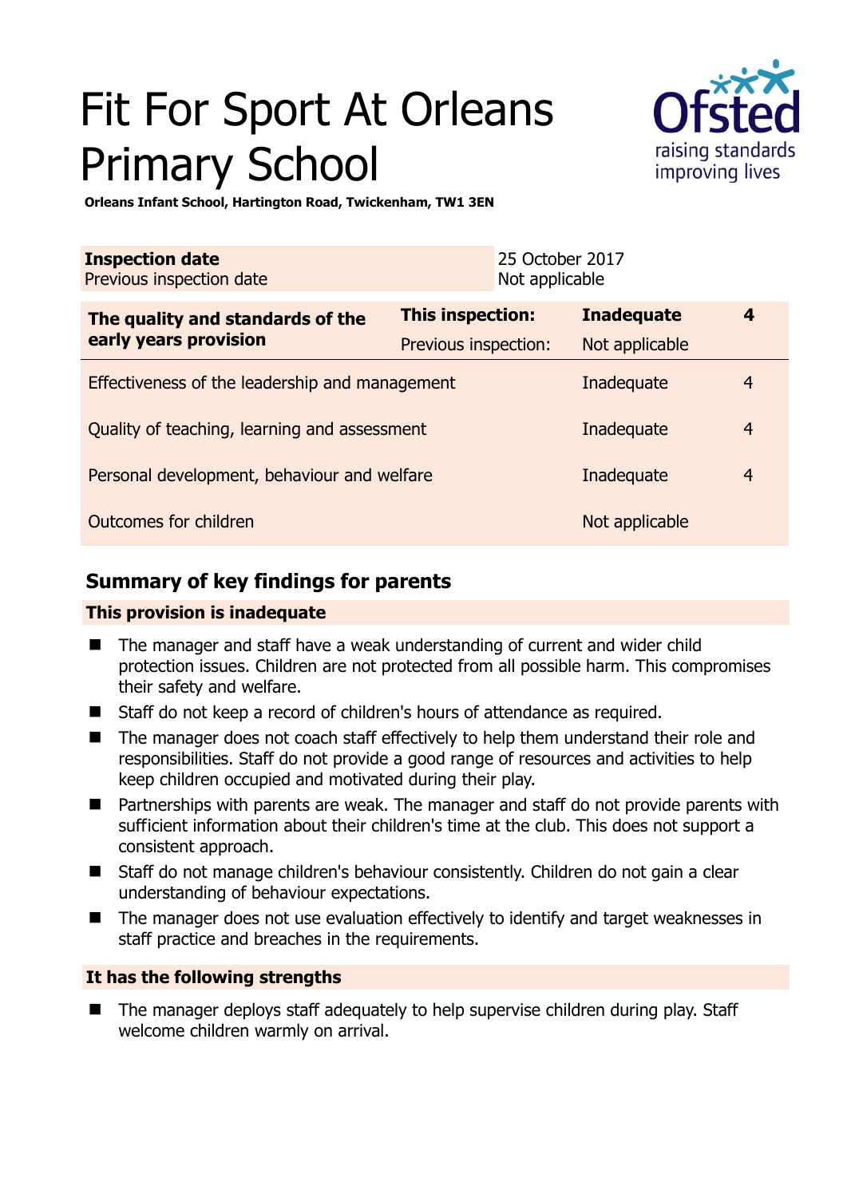# Fit For Sport At Orleans Primary School

**Orleans Infant School, Hartington Road, Twickenham, TW1 3EN**

| **Inspection date** | 25 October 2017 |
|---|---|
| Previous inspection date | Not applicable |

| **The quality and standards of the early years provision** | **This inspection:** | **Inadequate** | **4** |
|---|---|---|---|
| | Previous inspection: | Not applicable | |
| Effectiveness of the leadership and management | | Inadequate | 4 |
| Quality of teaching, learning and assessment | | Inadequate | 4 |
| Personal development, behaviour and welfare | | Inadequate | 4 |
| Outcomes for children | | Not applicable | |

## Summary of key findings for parents

### This provision is inadequate

- The manager and staff have a weak understanding of current and wider child protection issues. Children are not protected from all possible harm. This compromises their safety and welfare.
- Staff do not keep a record of children's hours of attendance as required.
- The manager does not coach staff effectively to help them understand their role and responsibilities. Staff do not provide a good range of resources and activities to help keep children occupied and motivated during their play.
- Partnerships with parents are weak. The manager and staff do not provide parents with sufficient information about their children's time at the club. This does not support a consistent approach.
- Staff do not manage children's behaviour consistently. Children do not gain a clear understanding of behaviour expectations.
- The manager does not use evaluation effectively to identify and target weaknesses in staff practice and breaches in the requirements.

### It has the following strengths

- The manager deploys staff adequately to help supervise children during play. Staff welcome children warmly on arrival.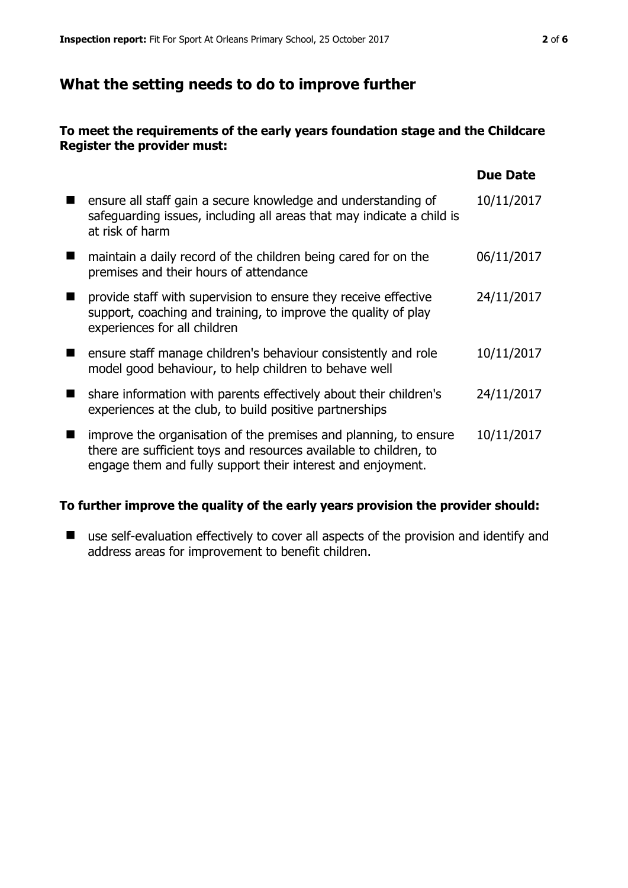## What the setting needs to do to improve further

**To meet the requirements of the early years foundation stage and the Childcare Register the provider must:**

| | Due Date |
|---|---|
| ensure all staff gain a secure knowledge and understanding of safeguarding issues, including all areas that may indicate a child is at risk of harm | 10/11/2017 |
| maintain a daily record of the children being cared for on the premises and their hours of attendance | 06/11/2017 |
| provide staff with supervision to ensure they receive effective support, coaching and training, to improve the quality of play experiences for all children | 24/11/2017 |
| ensure staff manage children's behaviour consistently and role model good behaviour, to help children to behave well | 10/11/2017 |
| share information with parents effectively about their children's experiences at the club, to build positive partnerships | 24/11/2017 |
| improve the organisation of the premises and planning, to ensure there are sufficient toys and resources available to children, to engage them and fully support their interest and enjoyment. | 10/11/2017 |

**To further improve the quality of the early years provision the provider should:**

- use self-evaluation effectively to cover all aspects of the provision and identify and address areas for improvement to benefit children.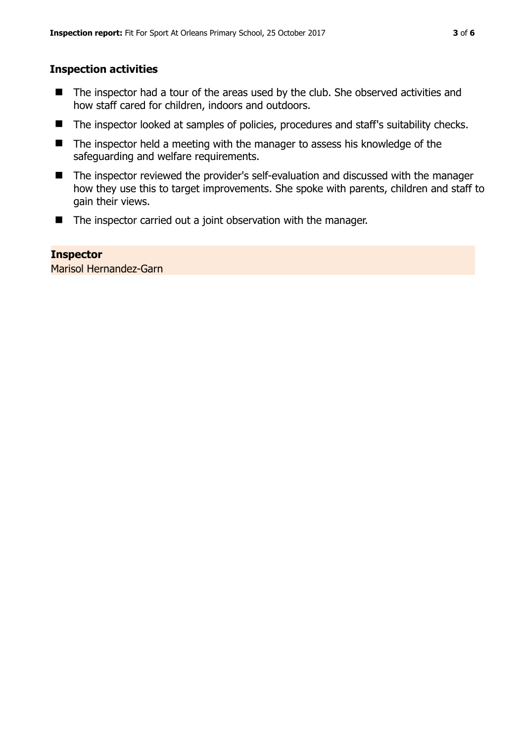## Inspection activities

- The inspector had a tour of the areas used by the club. She observed activities and how staff cared for children, indoors and outdoors.
- The inspector looked at samples of policies, procedures and staff's suitability checks.
- The inspector held a meeting with the manager to assess his knowledge of the safeguarding and welfare requirements.
- The inspector reviewed the provider's self-evaluation and discussed with the manager how they use this to target improvements. She spoke with parents, children and staff to gain their views.
- The inspector carried out a joint observation with the manager.

**Inspector**
Marisol Hernandez-Garn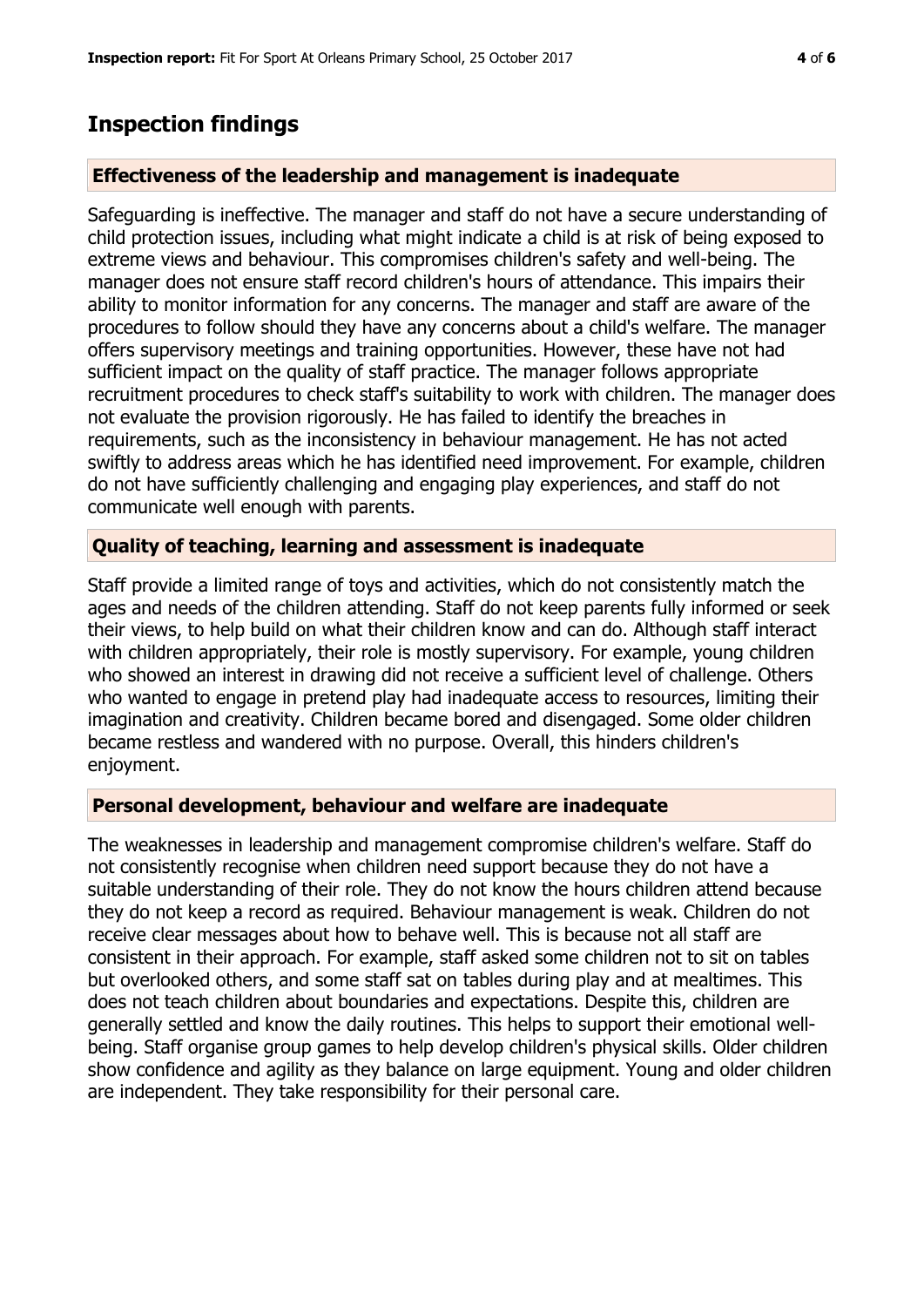## Inspection findings

### Effectiveness of the leadership and management is inadequate

Safeguarding is ineffective. The manager and staff do not have a secure understanding of child protection issues, including what might indicate a child is at risk of being exposed to extreme views and behaviour. This compromises children's safety and well-being. The manager does not ensure staff record children's hours of attendance. This impairs their ability to monitor information for any concerns. The manager and staff are aware of the procedures to follow should they have any concerns about a child's welfare. The manager offers supervisory meetings and training opportunities. However, these have not had sufficient impact on the quality of staff practice. The manager follows appropriate recruitment procedures to check staff's suitability to work with children. The manager does not evaluate the provision rigorously. He has failed to identify the breaches in requirements, such as the inconsistency in behaviour management. He has not acted swiftly to address areas which he has identified need improvement. For example, children do not have sufficiently challenging and engaging play experiences, and staff do not communicate well enough with parents.

### Quality of teaching, learning and assessment is inadequate

Staff provide a limited range of toys and activities, which do not consistently match the ages and needs of the children attending. Staff do not keep parents fully informed or seek their views, to help build on what their children know and can do. Although staff interact with children appropriately, their role is mostly supervisory. For example, young children who showed an interest in drawing did not receive a sufficient level of challenge. Others who wanted to engage in pretend play had inadequate access to resources, limiting their imagination and creativity. Children became bored and disengaged. Some older children became restless and wandered with no purpose. Overall, this hinders children's enjoyment.

### Personal development, behaviour and welfare are inadequate

The weaknesses in leadership and management compromise children's welfare. Staff do not consistently recognise when children need support because they do not have a suitable understanding of their role. They do not know the hours children attend because they do not keep a record as required. Behaviour management is weak. Children do not receive clear messages about how to behave well. This is because not all staff are consistent in their approach. For example, staff asked some children not to sit on tables but overlooked others, and some staff sat on tables during play and at mealtimes. This does not teach children about boundaries and expectations. Despite this, children are generally settled and know the daily routines. This helps to support their emotional well-being. Staff organise group games to help develop children's physical skills. Older children show confidence and agility as they balance on large equipment. Young and older children are independent. They take responsibility for their personal care.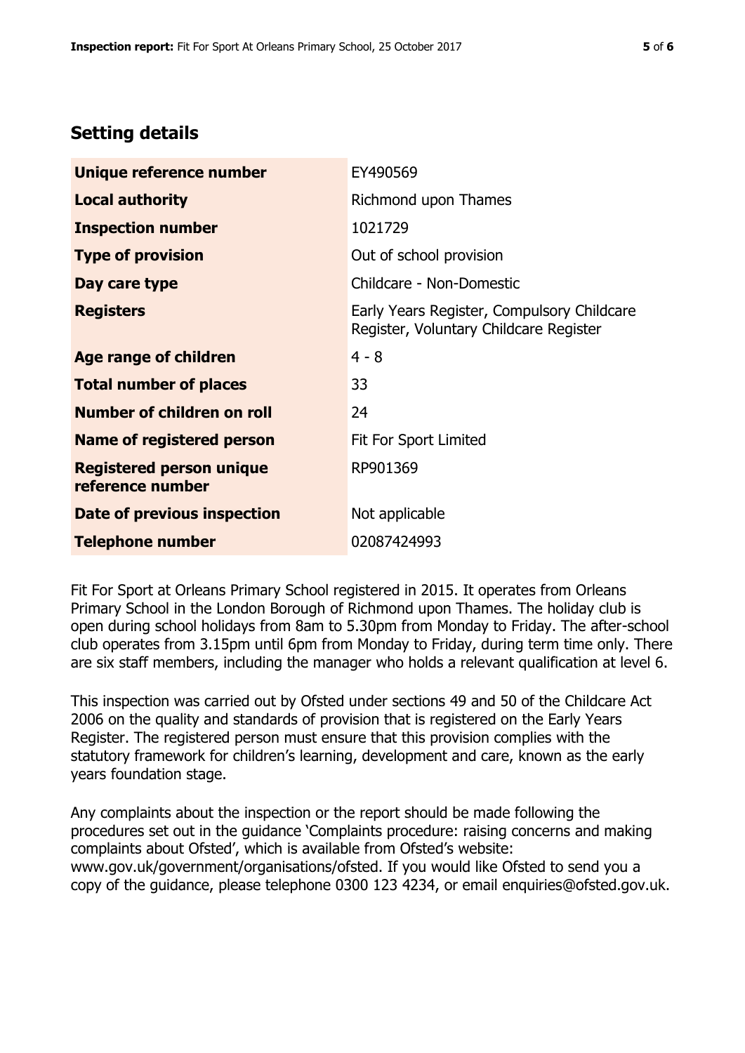## Setting details

| | |
|---|---|
| **Unique reference number** | EY490569 |
| **Local authority** | Richmond upon Thames |
| **Inspection number** | 1021729 |
| **Type of provision** | Out of school provision |
| **Day care type** | Childcare - Non-Domestic |
| **Registers** | Early Years Register, Compulsory Childcare Register, Voluntary Childcare Register |
| **Age range of children** | 4 - 8 |
| **Total number of places** | 33 |
| **Number of children on roll** | 24 |
| **Name of registered person** | Fit For Sport Limited |
| **Registered person unique reference number** | RP901369 |
| **Date of previous inspection** | Not applicable |
| **Telephone number** | 02087424993 |

Fit For Sport at Orleans Primary School registered in 2015. It operates from Orleans Primary School in the London Borough of Richmond upon Thames. The holiday club is open during school holidays from 8am to 5.30pm from Monday to Friday. The after-school club operates from 3.15pm until 6pm from Monday to Friday, during term time only. There are six staff members, including the manager who holds a relevant qualification at level 6.

This inspection was carried out by Ofsted under sections 49 and 50 of the Childcare Act 2006 on the quality and standards of provision that is registered on the Early Years Register. The registered person must ensure that this provision complies with the statutory framework for children's learning, development and care, known as the early years foundation stage.

Any complaints about the inspection or the report should be made following the procedures set out in the guidance 'Complaints procedure: raising concerns and making complaints about Ofsted', which is available from Ofsted's website: www.gov.uk/government/organisations/ofsted. If you would like Ofsted to send you a copy of the guidance, please telephone 0300 123 4234, or email enquiries@ofsted.gov.uk.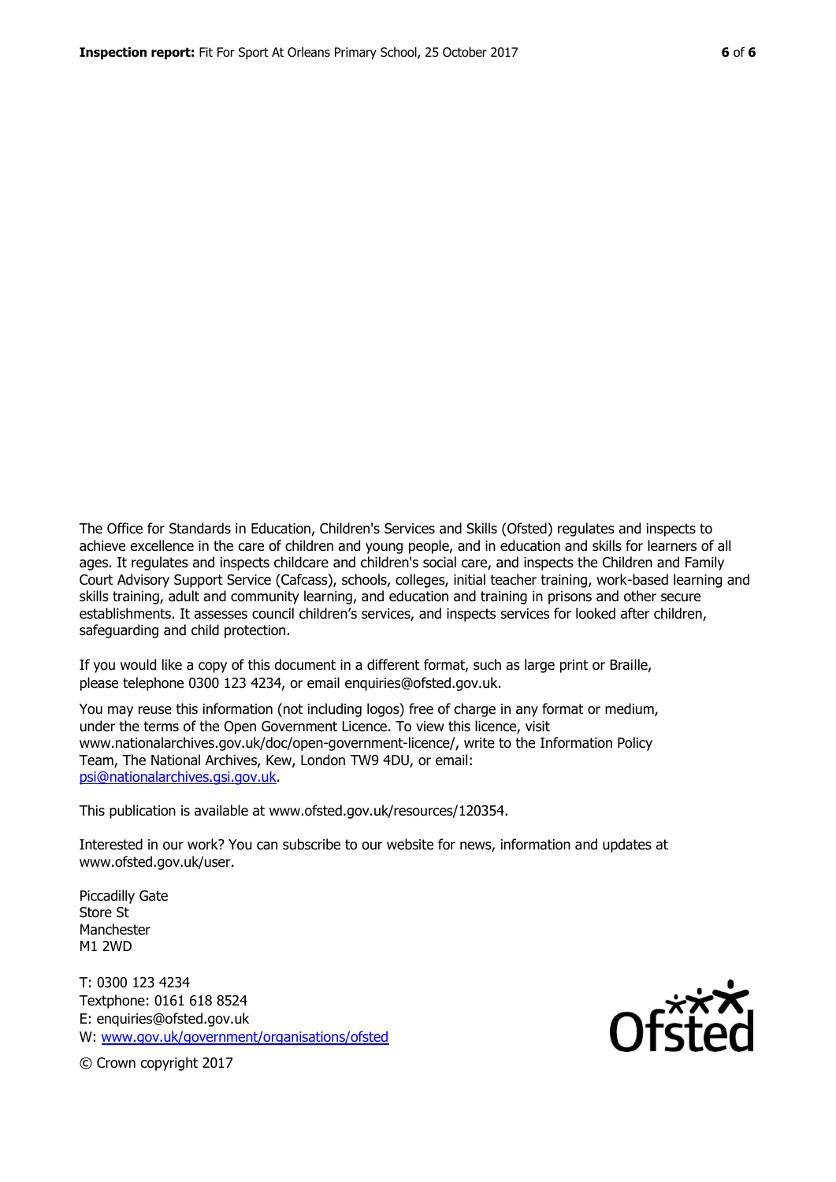The Office for Standards in Education, Children's Services and Skills (Ofsted) regulates and inspects to achieve excellence in the care of children and young people, and in education and skills for learners of all ages. It regulates and inspects childcare and children's social care, and inspects the Children and Family Court Advisory Support Service (Cafcass), schools, colleges, initial teacher training, work-based learning and skills training, adult and community learning, and education and training in prisons and other secure establishments. It assesses council children's services, and inspects services for looked after children, safeguarding and child protection.

If you would like a copy of this document in a different format, such as large print or Braille, please telephone 0300 123 4234, or email enquiries@ofsted.gov.uk.

You may reuse this information (not including logos) free of charge in any format or medium, under the terms of the Open Government Licence. To view this licence, visit www.nationalarchives.gov.uk/doc/open-government-licence/, write to the Information Policy Team, The National Archives, Kew, London TW9 4DU, or email: psi@nationalarchives.gsi.gov.uk.

This publication is available at www.ofsted.gov.uk/resources/120354.

Interested in our work? You can subscribe to our website for news, information and updates at www.ofsted.gov.uk/user.

Piccadilly Gate
Store St
Manchester
M1 2WD

T: 0300 123 4234
Textphone: 0161 618 8524
E: enquiries@ofsted.gov.uk
W: www.gov.uk/government/organisations/ofsted

© Crown copyright 2017